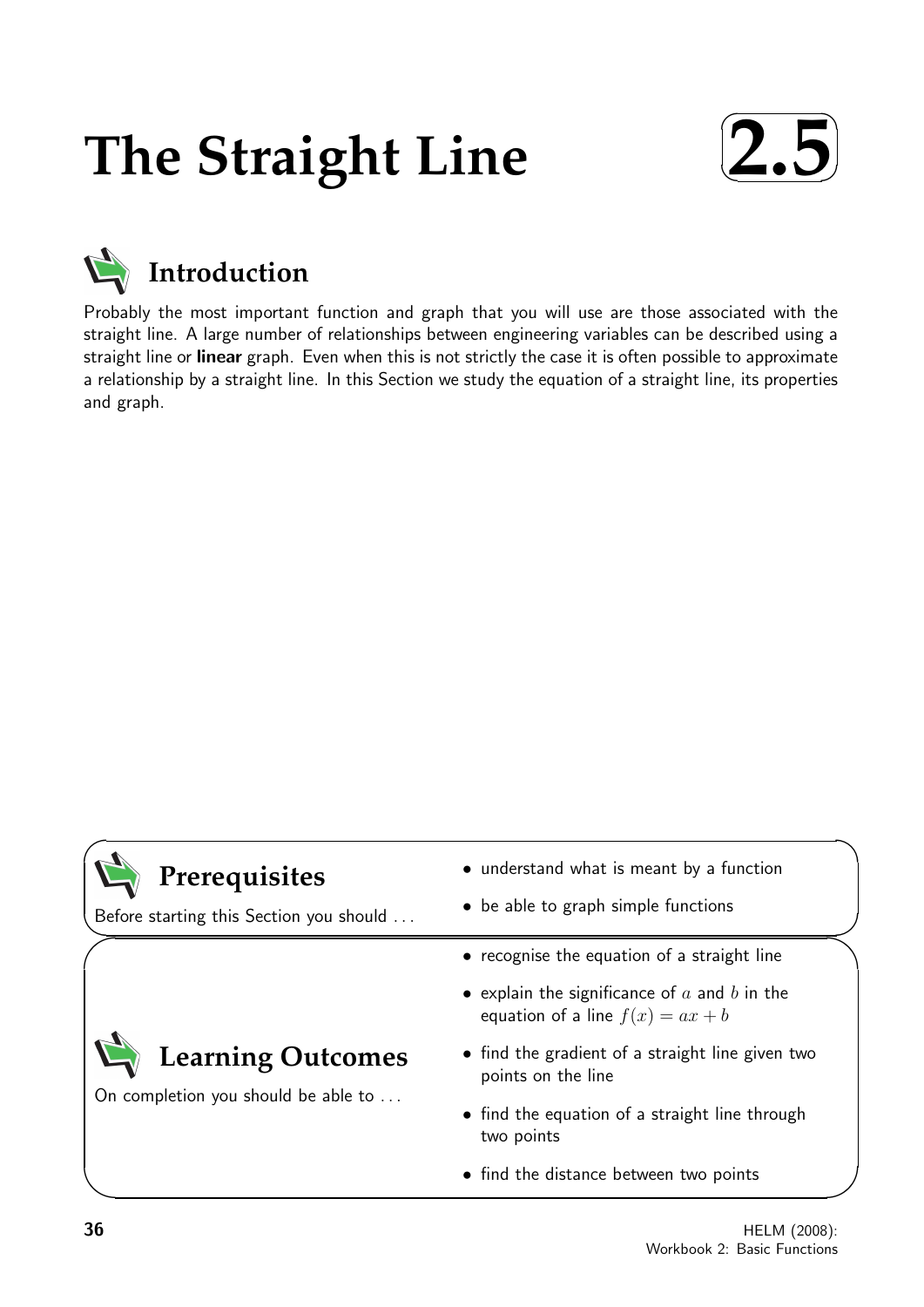# The Straight Line 2.5

## Introduction

Probably the most important function and graph that you will use are those associated with the straight line. A large number of relationships between engineering variables can be described using a straight line or **linear** graph. Even when this is not strictly the case it is often possible to approximate a relationship by a straight line. In this Section we study the equation of a straight line, its properties and graph.

## Prerequisites

Before starting this Section you should ...

- understand what is meant by a function
- be able to graph simple functions

## Learning Outcomes

On completion you should be able to ...

- recognise the equation of a straight line
- explain the significance of $a$ and $b$ in the equation of a line $f(x) = ax + b$
- find the gradient of a straight line given two points on the line
- find the equation of a straight line through two points
- find the distance between two points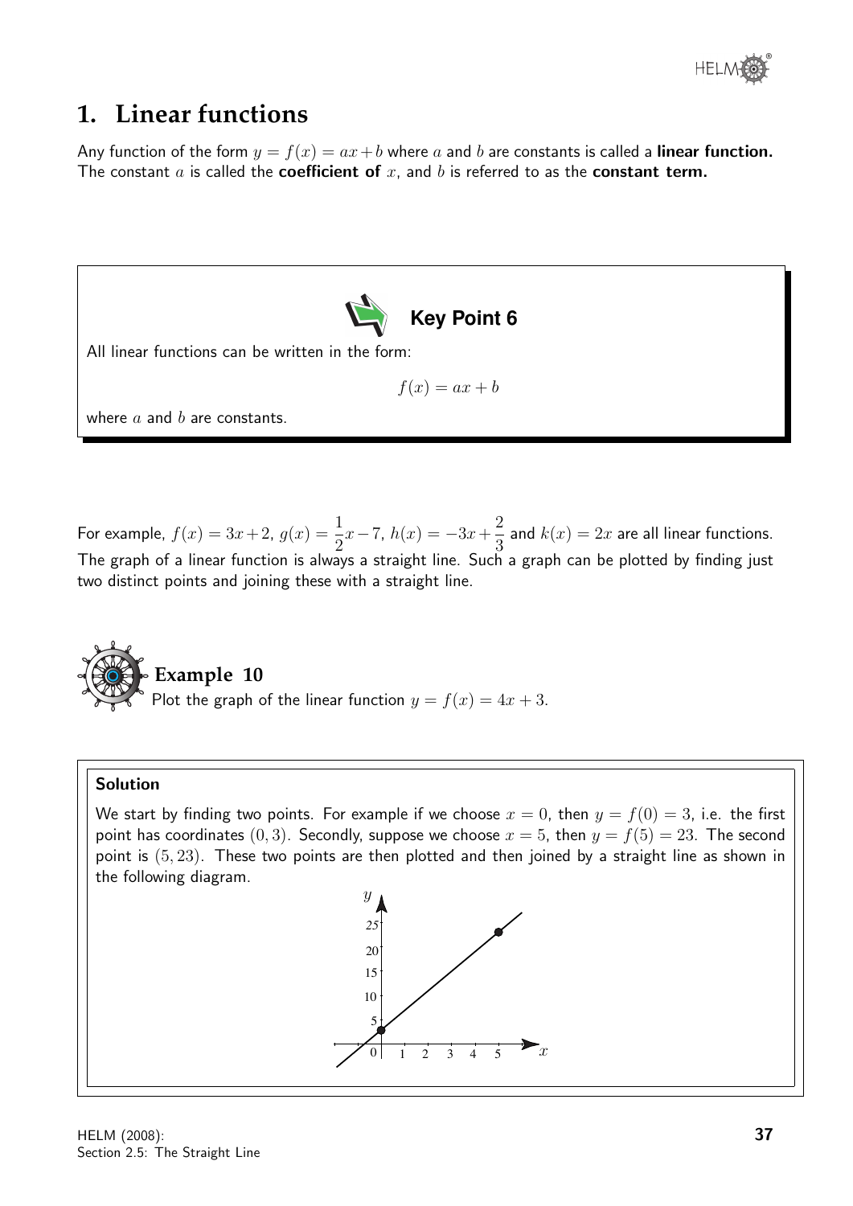# 1. Linear functions

Any function of the form $y = f(x) = ax + b$ where $a$ and $b$ are constants is called a **linear function.** The constant $a$ is called the **coefficient of** $x$, and $b$ is referred to as the **constant term.**

> **Key Point 6**
>
> All linear functions can be written in the form:
>
> $$f(x) = ax + b$$
>
> where $a$ and $b$ are constants.

For example, $f(x) = 3x + 2$, $g(x) = \frac{1}{2}x - 7$, $h(x) = -3x + \frac{2}{3}$ and $k(x) = 2x$ are all linear functions. The graph of a linear function is always a straight line. Such a graph can be plotted by finding just two distinct points and joining these with a straight line.

## Example 10

Plot the graph of the linear function $y = f(x) = 4x + 3$.

### Solution

We start by finding two points. For example if we choose $x = 0$, then $y = f(0) = 3$, i.e. the first point has coordinates $(0, 3)$. Secondly, suppose we choose $x = 5$, then $y = f(5) = 23$. The second point is $(5, 23)$. These two points are then plotted and then joined by a straight line as shown in the following diagram.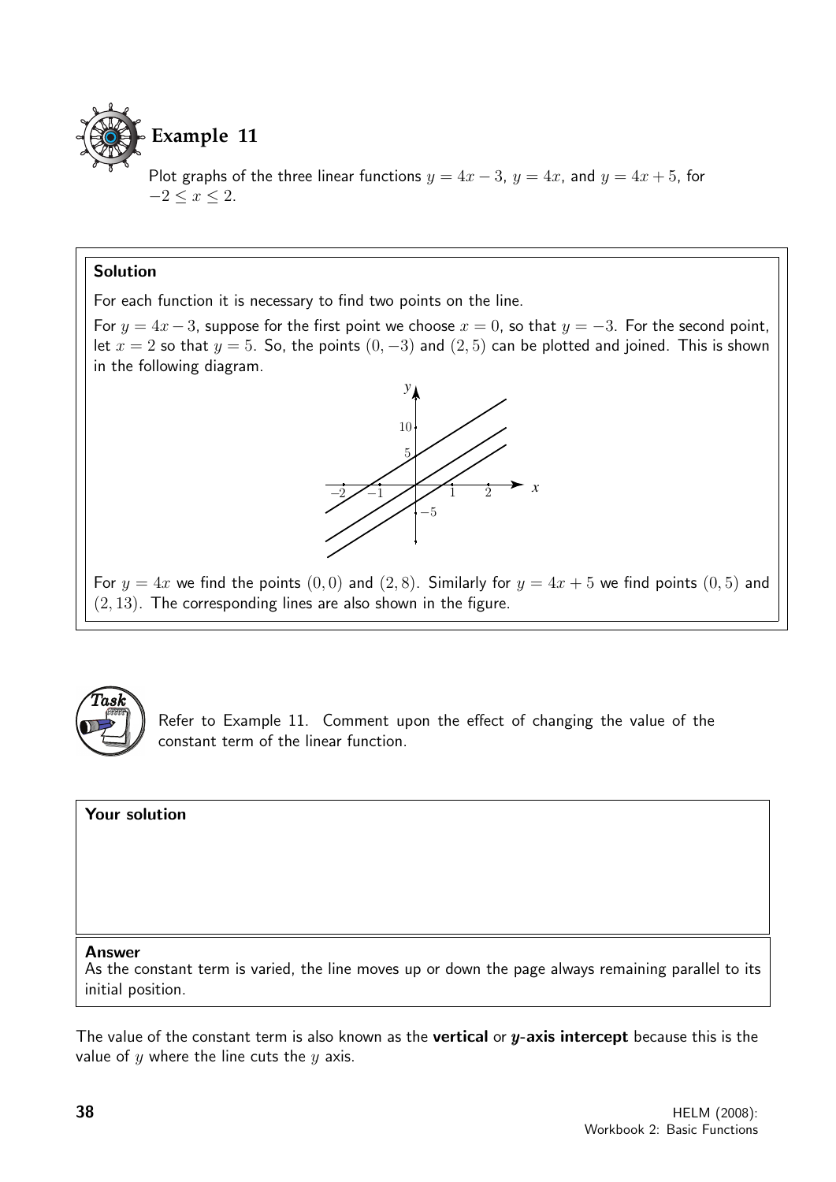**Example 11**

Plot graphs of the three linear functions $y = 4x - 3$, $y = 4x$, and $y = 4x + 5$, for $-2 \le x \le 2$.

**Solution**

For each function it is necessary to find two points on the line.

For $y = 4x - 3$, suppose for the first point we choose $x = 0$, so that $y = -3$. For the second point, let $x = 2$ so that $y = 5$. So, the points $(0, -3)$ and $(2, 5)$ can be plotted and joined. This is shown in the following diagram.

For $y = 4x$ we find the points $(0, 0)$ and $(2, 8)$. Similarly for $y = 4x + 5$ we find points $(0, 5)$ and $(2, 13)$. The corresponding lines are also shown in the figure.

**Task**

Refer to Example 11. Comment upon the effect of changing the value of the constant term of the linear function.

**Your solution**

**Answer**

As the constant term is varied, the line moves up or down the page always remaining parallel to its initial position.

The value of the constant term is also known as the **vertical** or **$y$-axis intercept** because this is the value of $y$ where the line cuts the $y$ axis.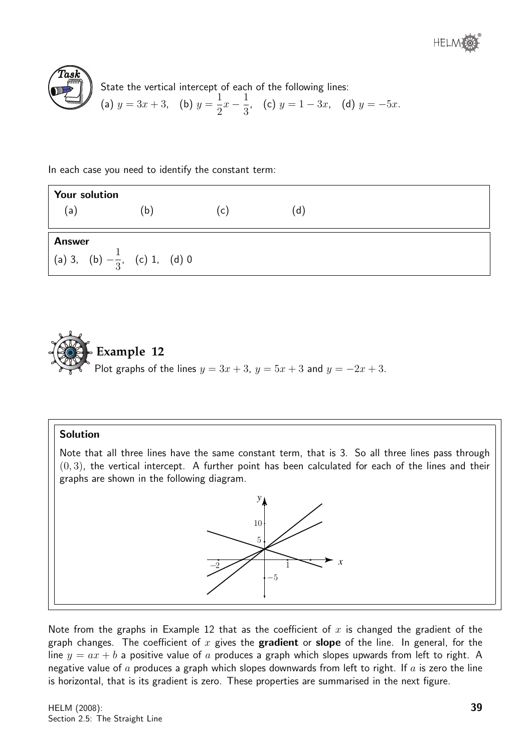**Task**

State the vertical intercept of each of the following lines:

(a) $y = 3x + 3$, (b) $y = \frac{1}{2}x - \frac{1}{3}$, (c) $y = 1 - 3x$, (d) $y = -5x$.

In each case you need to identify the constant term:

**Your solution**

(a) (b) (c) (d)

**Answer**

(a) 3, (b) $-\frac{1}{3}$, (c) 1, (d) 0

## Example 12

Plot graphs of the lines $y = 3x + 3$, $y = 5x + 3$ and $y = -2x + 3$.

**Solution**

Note that all three lines have the same constant term, that is 3. So all three lines pass through $(0, 3)$, the vertical intercept. A further point has been calculated for each of the lines and their graphs are shown in the following diagram.

Note from the graphs in Example 12 that as the coefficient of $x$ is changed the gradient of the graph changes. The coefficient of $x$ gives the **gradient** or **slope** of the line. In general, for the line $y = ax + b$ a positive value of $a$ produces a graph which slopes upwards from left to right. A negative value of $a$ produces a graph which slopes downwards from left to right. If $a$ is zero the line is horizontal, that is its gradient is zero. These properties are summarised in the next figure.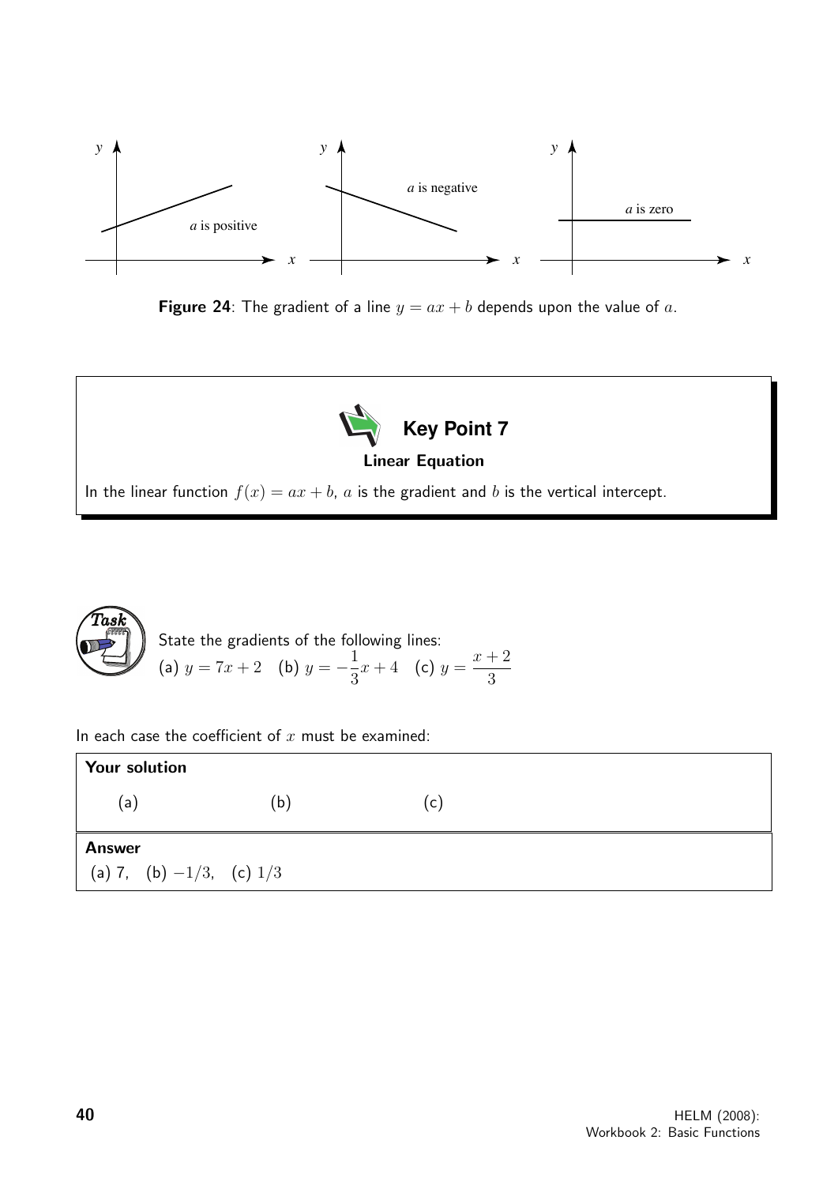**Figure 24**: The gradient of a line $y = ax + b$ depends upon the value of $a$.

## Key Point 7

**Linear Equation**

In the linear function $f(x) = ax + b$, $a$ is the gradient and $b$ is the vertical intercept.

### Task

State the gradients of the following lines:

(a) $y = 7x + 2$ (b) $y = -\dfrac{1}{3}x + 4$ (c) $y = \dfrac{x+2}{3}$

In each case the coefficient of $x$ must be examined:

**Your solution**

(a) (b) (c)

**Answer**

(a) 7, (b) $-1/3$, (c) $1/3$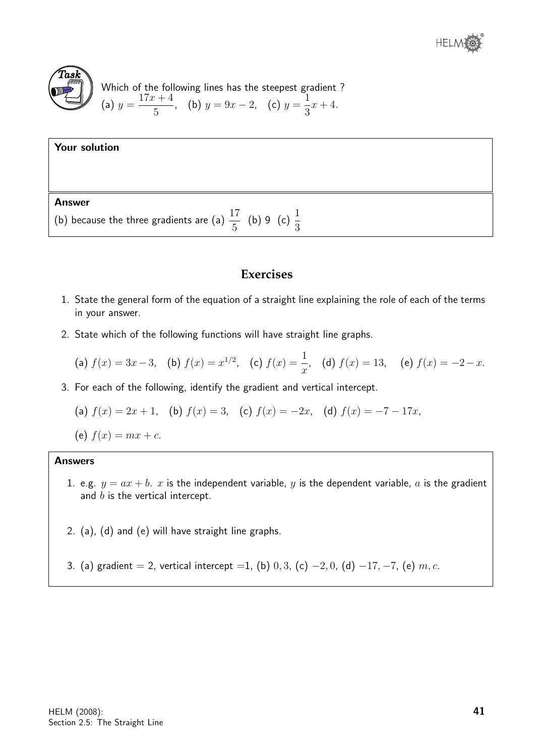**Task**

Which of the following lines has the steepest gradient ?

(a) $y = \dfrac{17x+4}{5}$, (b) $y = 9x - 2$, (c) $y = \dfrac{1}{3}x + 4$.

**Your solution**

**Answer**

(b) because the three gradients are (a) $\dfrac{17}{5}$ (b) 9 (c) $\dfrac{1}{3}$

## Exercises

1. State the general form of the equation of a straight line explaining the role of each of the terms in your answer.

2. State which of the following functions will have straight line graphs.

   (a) $f(x) = 3x - 3$, (b) $f(x) = x^{1/2}$, (c) $f(x) = \dfrac{1}{x}$, (d) $f(x) = 13$, (e) $f(x) = -2 - x$.

3. For each of the following, identify the gradient and vertical intercept.

   (a) $f(x) = 2x + 1$, (b) $f(x) = 3$, (c) $f(x) = -2x$, (d) $f(x) = -7 - 17x$,

   (e) $f(x) = mx + c$.

**Answers**

1. e.g. $y = ax + b$. $x$ is the independent variable, $y$ is the dependent variable, $a$ is the gradient and $b$ is the vertical intercept.

2. (a), (d) and (e) will have straight line graphs.

3. (a) gradient $= 2$, vertical intercept $=1$, (b) $0, 3$, (c) $-2, 0$, (d) $-17, -7$, (e) $m, c$.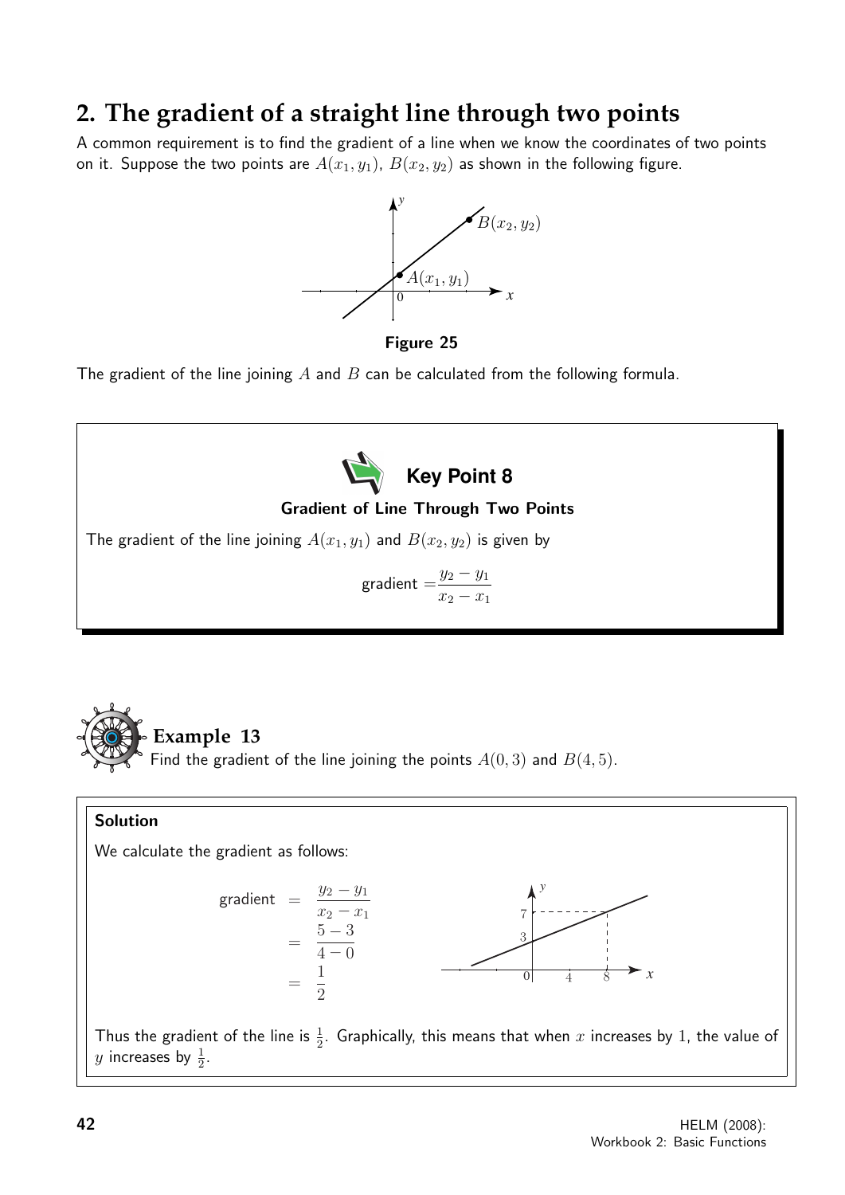## 2. The gradient of a straight line through two points

A common requirement is to find the gradient of a line when we know the coordinates of two points on it. Suppose the two points are $A(x_1, y_1)$, $B(x_2, y_2)$ as shown in the following figure.

**Figure 25**

The gradient of the line joining $A$ and $B$ can be calculated from the following formula.

### Key Point 8

**Gradient of Line Through Two Points**

The gradient of the line joining $A(x_1, y_1)$ and $B(x_2, y_2)$ is given by

$$\text{gradient} = \frac{y_2 - y_1}{x_2 - x_1}$$

### Example 13

Find the gradient of the line joining the points $A(0, 3)$ and $B(4, 5)$.

**Solution**

We calculate the gradient as follows:

$$\begin{aligned} \text{gradient} &= \frac{y_2 - y_1}{x_2 - x_1} \\ &= \frac{5 - 3}{4 - 0} \\ &= \frac{1}{2} \end{aligned}$$

Thus the gradient of the line is $\frac{1}{2}$. Graphically, this means that when $x$ increases by $1$, the value of $y$ increases by $\frac{1}{2}$.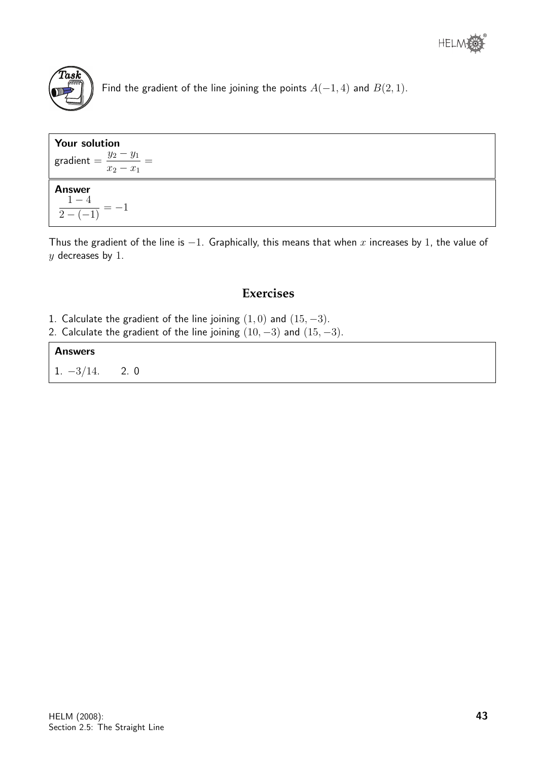**Task**

Find the gradient of the line joining the points $A(-1, 4)$ and $B(2, 1)$.

**Your solution**

gradient $= \dfrac{y_2 - y_1}{x_2 - x_1} =$

**Answer**

$$\frac{1-4}{2-(-1)} = -1$$

Thus the gradient of the line is $-1$. Graphically, this means that when $x$ increases by $1$, the value of $y$ decreases by $1$.

## Exercises

1. Calculate the gradient of the line joining $(1, 0)$ and $(15, -3)$.
2. Calculate the gradient of the line joining $(10, -3)$ and $(15, -3)$.

**Answers**

1. $-3/14$. 2. 0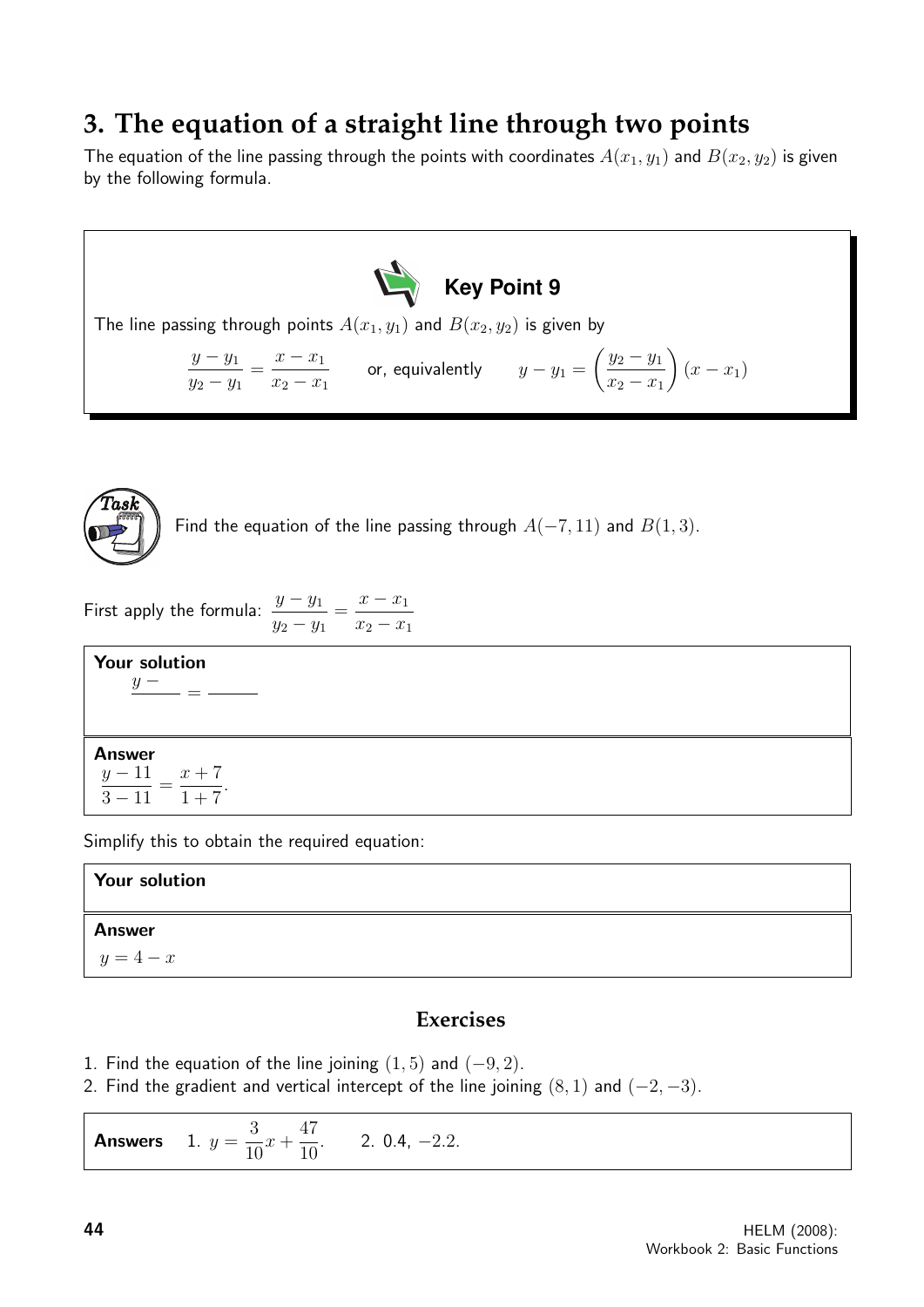## 3. The equation of a straight line through two points

The equation of the line passing through the points with coordinates $A(x_1, y_1)$ and $B(x_2, y_2)$ is given by the following formula.

**Key Point 9**

The line passing through points $A(x_1, y_1)$ and $B(x_2, y_2)$ is given by

$$\frac{y - y_1}{y_2 - y_1} = \frac{x - x_1}{x_2 - x_1} \qquad \text{or, equivalently} \qquad y - y_1 = \left(\frac{y_2 - y_1}{x_2 - x_1}\right)(x - x_1)$$

**Task**

Find the equation of the line passing through $A(-7, 11)$ and $B(1, 3)$.

First apply the formula: $\dfrac{y - y_1}{y_2 - y_1} = \dfrac{x - x_1}{x_2 - x_1}$

**Your solution**

$\dfrac{y - \quad}{\quad} = \dfrac{\quad}{\quad}$

**Answer**

$\dfrac{y - 11}{3 - 11} = \dfrac{x + 7}{1 + 7}$.

Simplify this to obtain the required equation:

**Your solution**

**Answer**

$y = 4 - x$

### Exercises

1. Find the equation of the line joining $(1, 5)$ and $(-9, 2)$.
2. Find the gradient and vertical intercept of the line joining $(8, 1)$ and $(-2, -3)$.

**Answers** 1. $y = \dfrac{3}{10}x + \dfrac{47}{10}$. 2. 0.4, $-2.2$.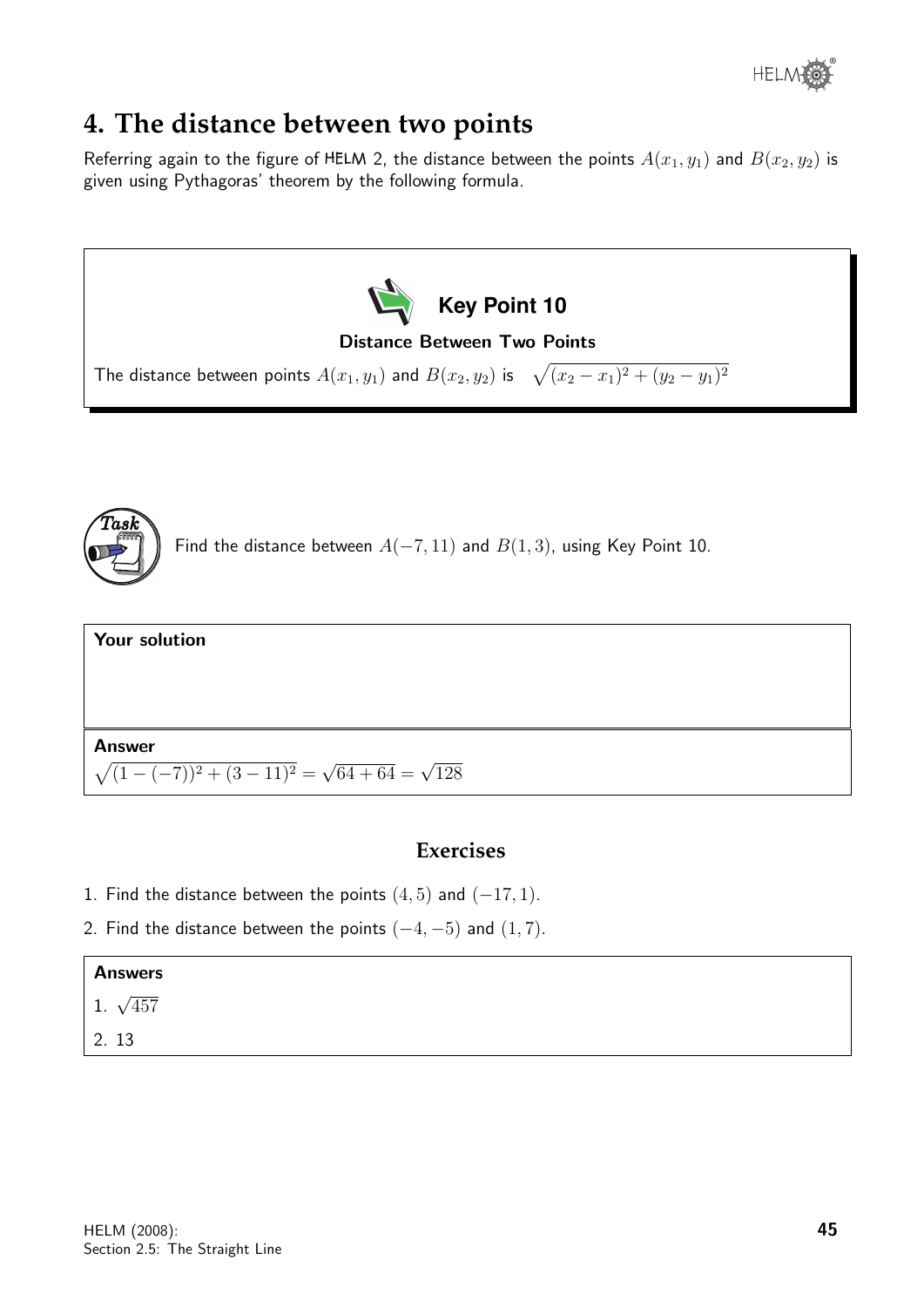# 4. The distance between two points

Referring again to the figure of HELM 2, the distance between the points $A(x_1, y_1)$ and $B(x_2, y_2)$ is given using Pythagoras' theorem by the following formula.

**Key Point 10**

**Distance Between Two Points**

The distance between points $A(x_1, y_1)$ and $B(x_2, y_2)$ is $\sqrt{(x_2 - x_1)^2 + (y_2 - y_1)^2}$

**Task**

Find the distance between $A(-7, 11)$ and $B(1, 3)$, using Key Point 10.

**Your solution**

**Answer**

$\sqrt{(1-(-7))^2 + (3-11)^2} = \sqrt{64+64} = \sqrt{128}$

## Exercises

1. Find the distance between the points $(4, 5)$ and $(-17, 1)$.
2. Find the distance between the points $(-4, -5)$ and $(1, 7)$.

**Answers**

1. $\sqrt{457}$
2. 13